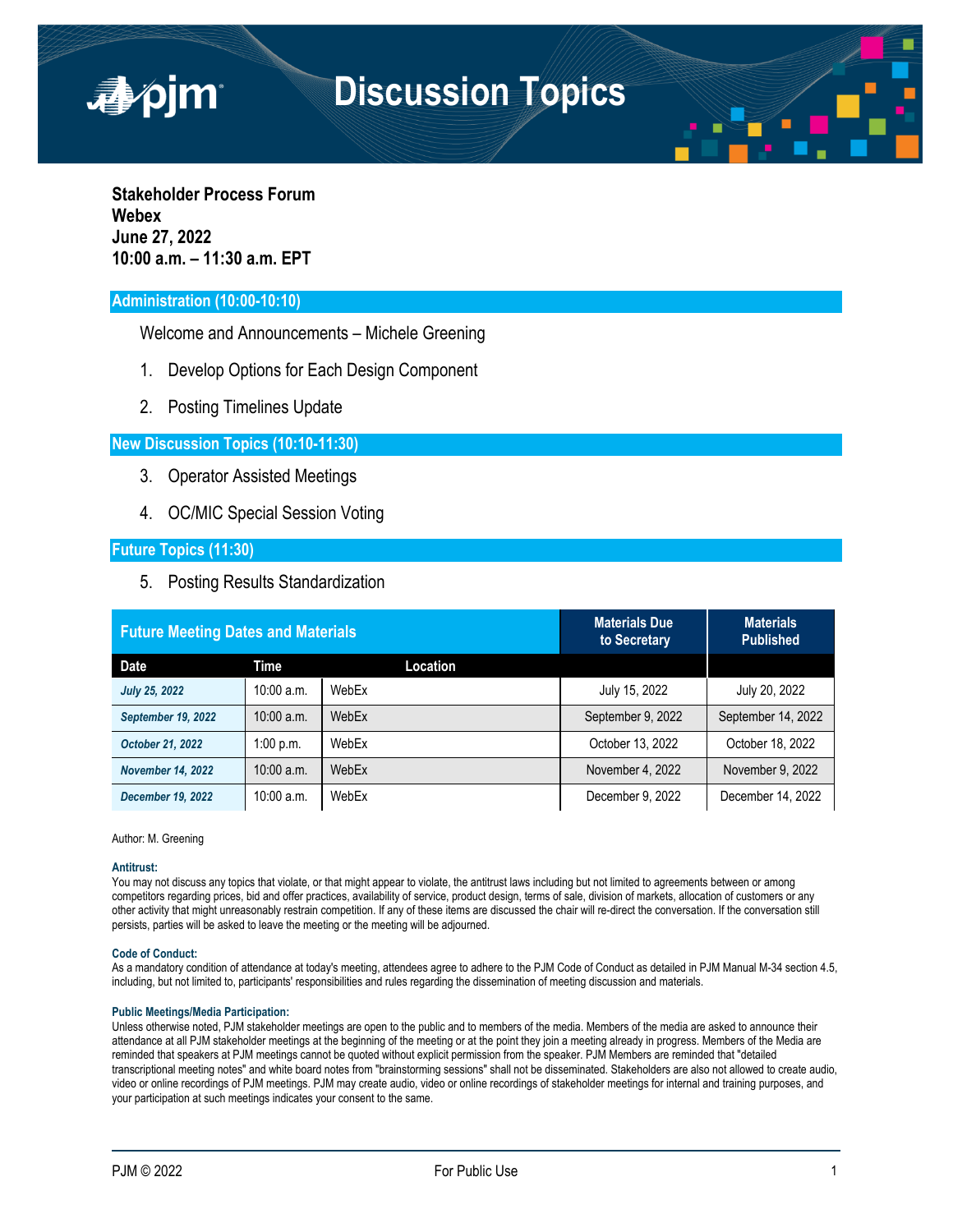# Discussion Topics

**Stakeholder Process Forum**
**Webex**
**June 27, 2022**
**10:00 a.m. – 11:30 a.m. EPT**

## Administration (10:00-10:10)

Welcome and Announcements – Michele Greening

1. Develop Options for Each Design Component
2. Posting Timelines Update

## New Discussion Topics (10:10-11:30)

3. Operator Assisted Meetings
4. OC/MIC Special Session Voting

## Future Topics (11:30)

5. Posting Results Standardization

| Future Meeting Dates and Materials | | | Materials Due to Secretary | Materials Published |
|---|---|---|---|---|
| **Date** | **Time** | **Location** | | |
| *July 25, 2022* | 10:00 a.m. | WebEx | July 15, 2022 | July 20, 2022 |
| *September 19, 2022* | 10:00 a.m. | WebEx | September 9, 2022 | September 14, 2022 |
| *October 21, 2022* | 1:00 p.m. | WebEx | October 13, 2022 | October 18, 2022 |
| *November 14, 2022* | 10:00 a.m. | WebEx | November 4, 2022 | November 9, 2022 |
| *December 19, 2022* | 10:00 a.m. | WebEx | December 9, 2022 | December 14, 2022 |

Author: M. Greening

**Antitrust:**
You may not discuss any topics that violate, or that might appear to violate, the antitrust laws including but not limited to agreements between or among competitors regarding prices, bid and offer practices, availability of service, product design, terms of sale, division of markets, allocation of customers or any other activity that might unreasonably restrain competition. If any of these items are discussed the chair will re-direct the conversation. If the conversation still persists, parties will be asked to leave the meeting or the meeting will be adjourned.

**Code of Conduct:**
As a mandatory condition of attendance at today's meeting, attendees agree to adhere to the PJM Code of Conduct as detailed in PJM Manual M-34 section 4.5, including, but not limited to, participants' responsibilities and rules regarding the dissemination of meeting discussion and materials.

**Public Meetings/Media Participation:**
Unless otherwise noted, PJM stakeholder meetings are open to the public and to members of the media. Members of the media are asked to announce their attendance at all PJM stakeholder meetings at the beginning of the meeting or at the point they join a meeting already in progress. Members of the Media are reminded that speakers at PJM meetings cannot be quoted without explicit permission from the speaker. PJM Members are reminded that "detailed transcriptional meeting notes" and white board notes from "brainstorming sessions" shall not be disseminated. Stakeholders are also not allowed to create audio, video or online recordings of PJM meetings. PJM may create audio, video or online recordings of stakeholder meetings for internal and training purposes, and your participation at such meetings indicates your consent to the same.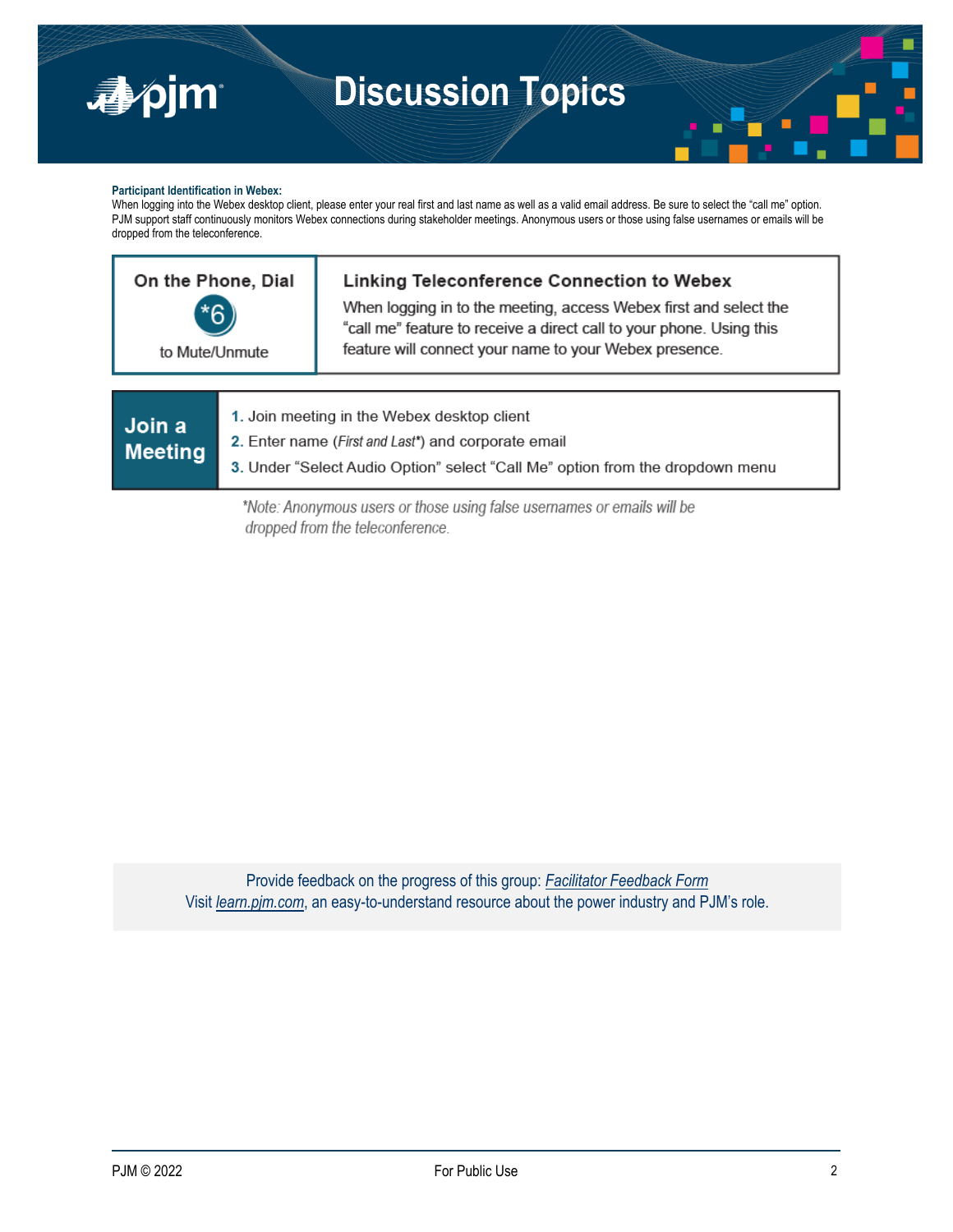# Discussion Topics

**Participant Identification in Webex:**
When logging into the Webex desktop client, please enter your real first and last name as well as a valid email address. Be sure to select the "call me" option. PJM support staff continuously monitors Webex connections during stakeholder meetings. Anonymous users or those using false usernames or emails will be dropped from the teleconference.

### On the Phone, Dial

*6

to Mute/Unmute

### Linking Teleconference Connection to Webex

When logging in to the meeting, access Webex first and select the "call me" feature to receive a direct call to your phone. Using this feature will connect your name to your Webex presence.

### Join a Meeting

1. Join meeting in the Webex desktop client
2. Enter name (*First and Last**) and corporate email
3. Under "Select Audio Option" select "Call Me" option from the dropdown menu

*\*Note: Anonymous users or those using false usernames or emails will be dropped from the teleconference.*

Provide feedback on the progress of this group: *Facilitator Feedback Form*
Visit *learn.pjm.com*, an easy-to-understand resource about the power industry and PJM's role.